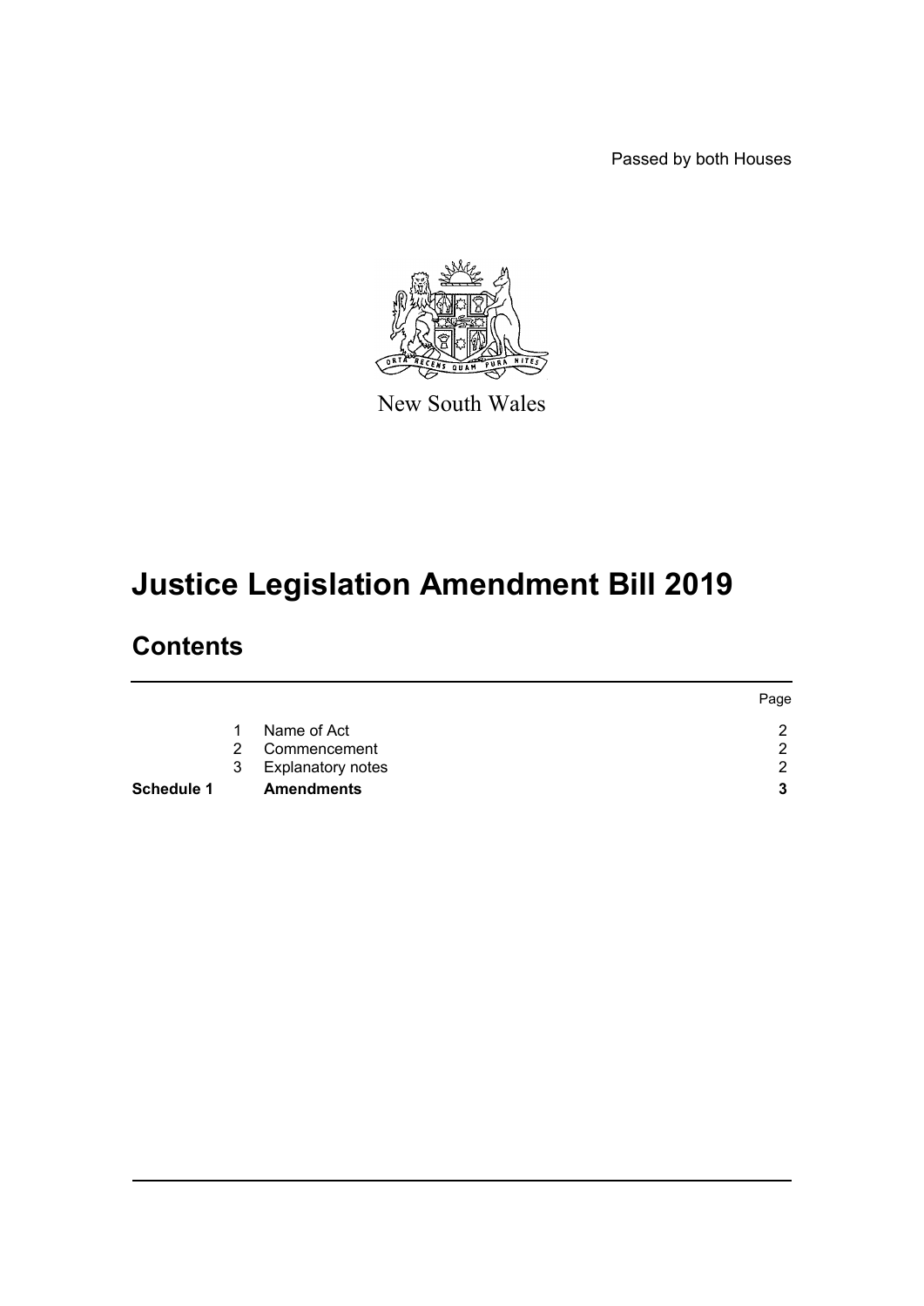Passed by both Houses

New South Wales

# Justice Legislation Amendment Bill 2019

## Contents

| | | | Page |
|---|---|---|---|
| | 1 | Name of Act | 2 |
| | 2 | Commencement | 2 |
| | 3 | Explanatory notes | 2 |
| **Schedule 1** | | **Amendments** | **3** |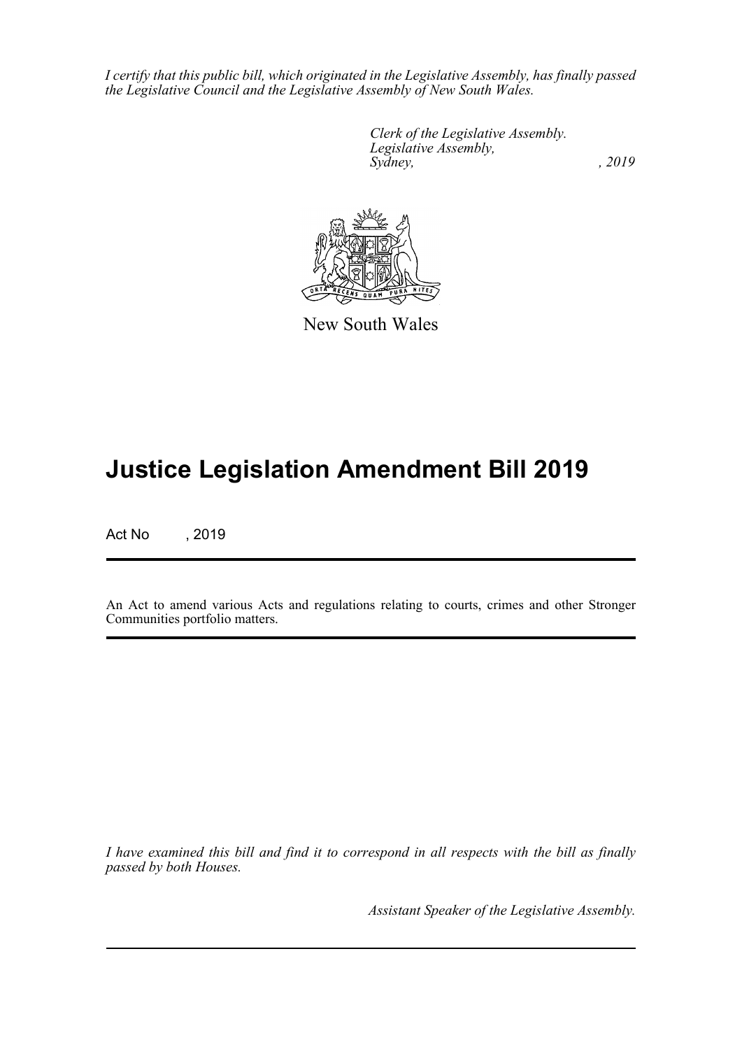*I certify that this public bill, which originated in the Legislative Assembly, has finally passed the Legislative Council and the Legislative Assembly of New South Wales.*

*Clerk of the Legislative Assembly.*
*Legislative Assembly,*
*Sydney, , 2019*

New South Wales

# Justice Legislation Amendment Bill 2019

Act No , 2019

An Act to amend various Acts and regulations relating to courts, crimes and other Stronger Communities portfolio matters.

*I have examined this bill and find it to correspond in all respects with the bill as finally passed by both Houses.*

*Assistant Speaker of the Legislative Assembly.*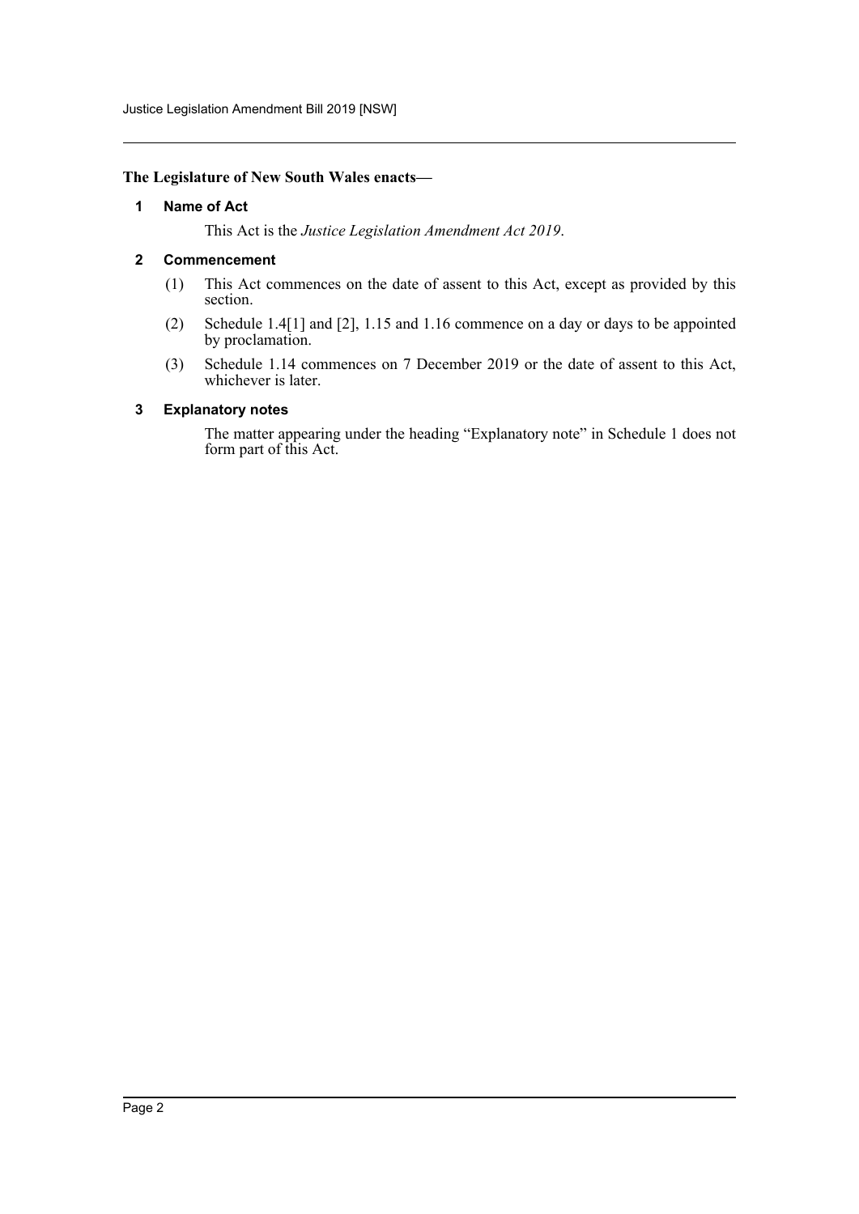**The Legislature of New South Wales enacts—**

## 1 Name of Act

This Act is the *Justice Legislation Amendment Act 2019*.

## 2 Commencement

(1) This Act commences on the date of assent to this Act, except as provided by this section.

(2) Schedule 1.4[1] and [2], 1.15 and 1.16 commence on a day or days to be appointed by proclamation.

(3) Schedule 1.14 commences on 7 December 2019 or the date of assent to this Act, whichever is later.

## 3 Explanatory notes

The matter appearing under the heading "Explanatory note" in Schedule 1 does not form part of this Act.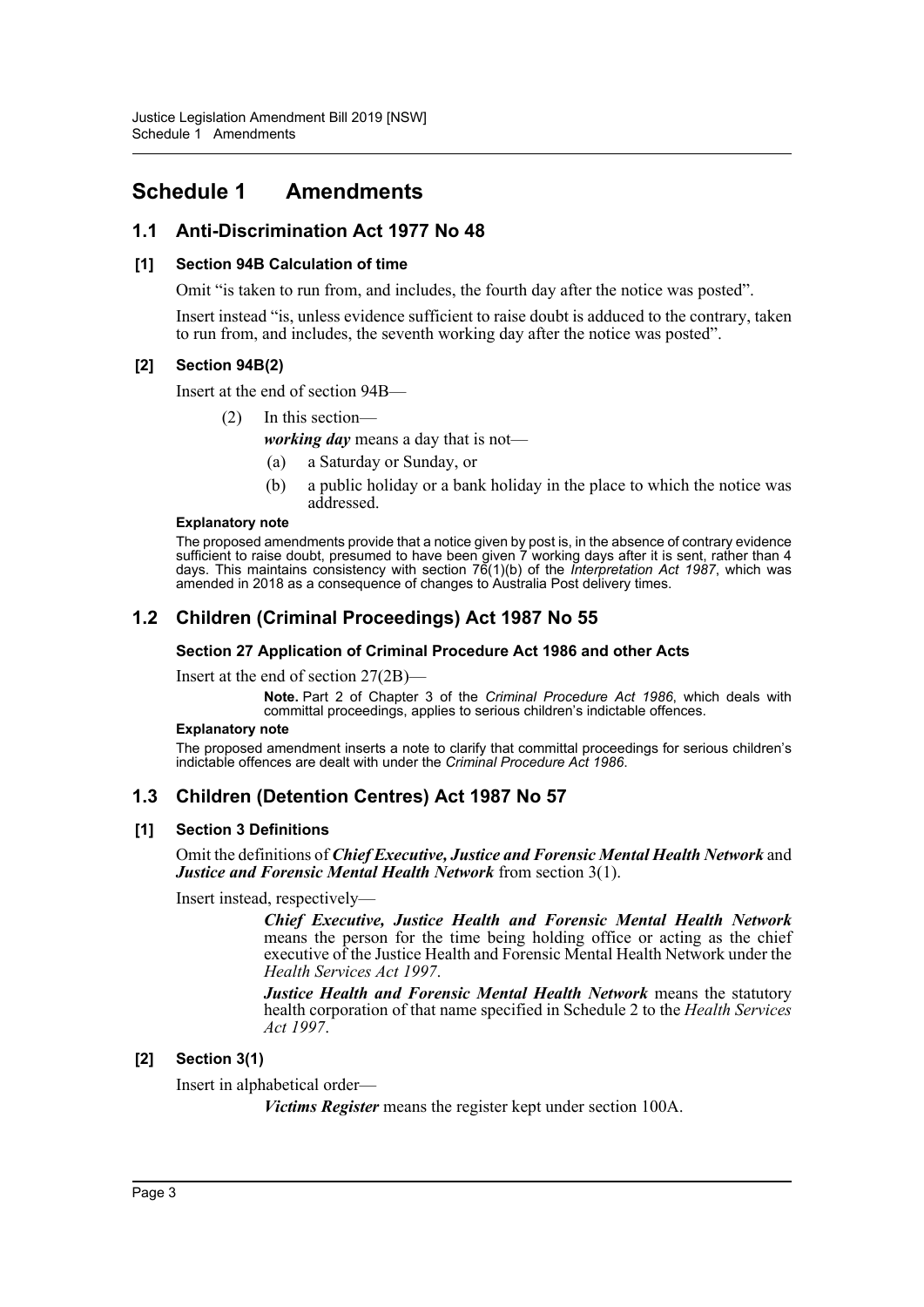# Schedule 1 Amendments

## 1.1 Anti-Discrimination Act 1977 No 48

### [1] Section 94B Calculation of time

Omit "is taken to run from, and includes, the fourth day after the notice was posted".

Insert instead "is, unless evidence sufficient to raise doubt is adduced to the contrary, taken to run from, and includes, the seventh working day after the notice was posted".

### [2] Section 94B(2)

Insert at the end of section 94B—

(2) In this section—

***working day*** means a day that is not—

(a) a Saturday or Sunday, or

(b) a public holiday or a bank holiday in the place to which the notice was addressed.

**Explanatory note**

The proposed amendments provide that a notice given by post is, in the absence of contrary evidence sufficient to raise doubt, presumed to have been given 7 working days after it is sent, rather than 4 days. This maintains consistency with section 76(1)(b) of the *Interpretation Act 1987*, which was amended in 2018 as a consequence of changes to Australia Post delivery times.

## 1.2 Children (Criminal Proceedings) Act 1987 No 55

### Section 27 Application of Criminal Procedure Act 1986 and other Acts

Insert at the end of section 27(2B)—

**Note.** Part 2 of Chapter 3 of the *Criminal Procedure Act 1986*, which deals with committal proceedings, applies to serious children's indictable offences.

**Explanatory note**

The proposed amendment inserts a note to clarify that committal proceedings for serious children's indictable offences are dealt with under the *Criminal Procedure Act 1986*.

## 1.3 Children (Detention Centres) Act 1987 No 57

### [1] Section 3 Definitions

Omit the definitions of ***Chief Executive, Justice and Forensic Mental Health Network*** and ***Justice and Forensic Mental Health Network*** from section 3(1).

Insert instead, respectively—

***Chief Executive, Justice Health and Forensic Mental Health Network*** means the person for the time being holding office or acting as the chief executive of the Justice Health and Forensic Mental Health Network under the *Health Services Act 1997*.

***Justice Health and Forensic Mental Health Network*** means the statutory health corporation of that name specified in Schedule 2 to the *Health Services Act 1997*.

### [2] Section 3(1)

Insert in alphabetical order—

***Victims Register*** means the register kept under section 100A.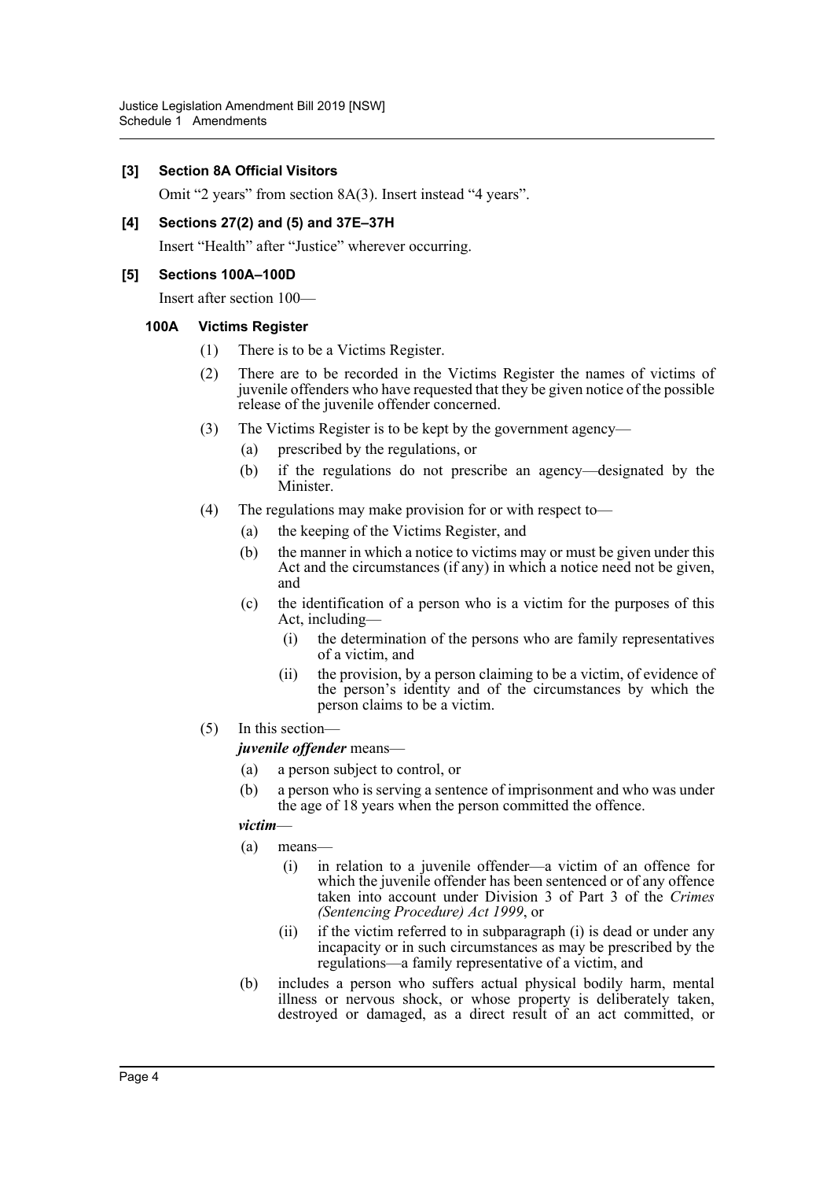**[3] Section 8A Official Visitors**

Omit "2 years" from section 8A(3). Insert instead "4 years".

**[4] Sections 27(2) and (5) and 37E–37H**

Insert "Health" after "Justice" wherever occurring.

**[5] Sections 100A–100D**

Insert after section 100—

**100A Victims Register**

(1) There is to be a Victims Register.

(2) There are to be recorded in the Victims Register the names of victims of juvenile offenders who have requested that they be given notice of the possible release of the juvenile offender concerned.

(3) The Victims Register is to be kept by the government agency—

- (a) prescribed by the regulations, or
- (b) if the regulations do not prescribe an agency—designated by the Minister.

(4) The regulations may make provision for or with respect to—

- (a) the keeping of the Victims Register, and
- (b) the manner in which a notice to victims may or must be given under this Act and the circumstances (if any) in which a notice need not be given, and
- (c) the identification of a person who is a victim for the purposes of this Act, including—
  - (i) the determination of the persons who are family representatives of a victim, and
  - (ii) the provision, by a person claiming to be a victim, of evidence of the person's identity and of the circumstances by which the person claims to be a victim.

(5) In this section—

***juvenile offender*** means—

- (a) a person subject to control, or
- (b) a person who is serving a sentence of imprisonment and who was under the age of 18 years when the person committed the offence.

***victim***—

- (a) means—
  - (i) in relation to a juvenile offender—a victim of an offence for which the juvenile offender has been sentenced or of any offence taken into account under Division 3 of Part 3 of the *Crimes (Sentencing Procedure) Act 1999*, or
  - (ii) if the victim referred to in subparagraph (i) is dead or under any incapacity or in such circumstances as may be prescribed by the regulations—a family representative of a victim, and
- (b) includes a person who suffers actual physical bodily harm, mental illness or nervous shock, or whose property is deliberately taken, destroyed or damaged, as a direct result of an act committed, or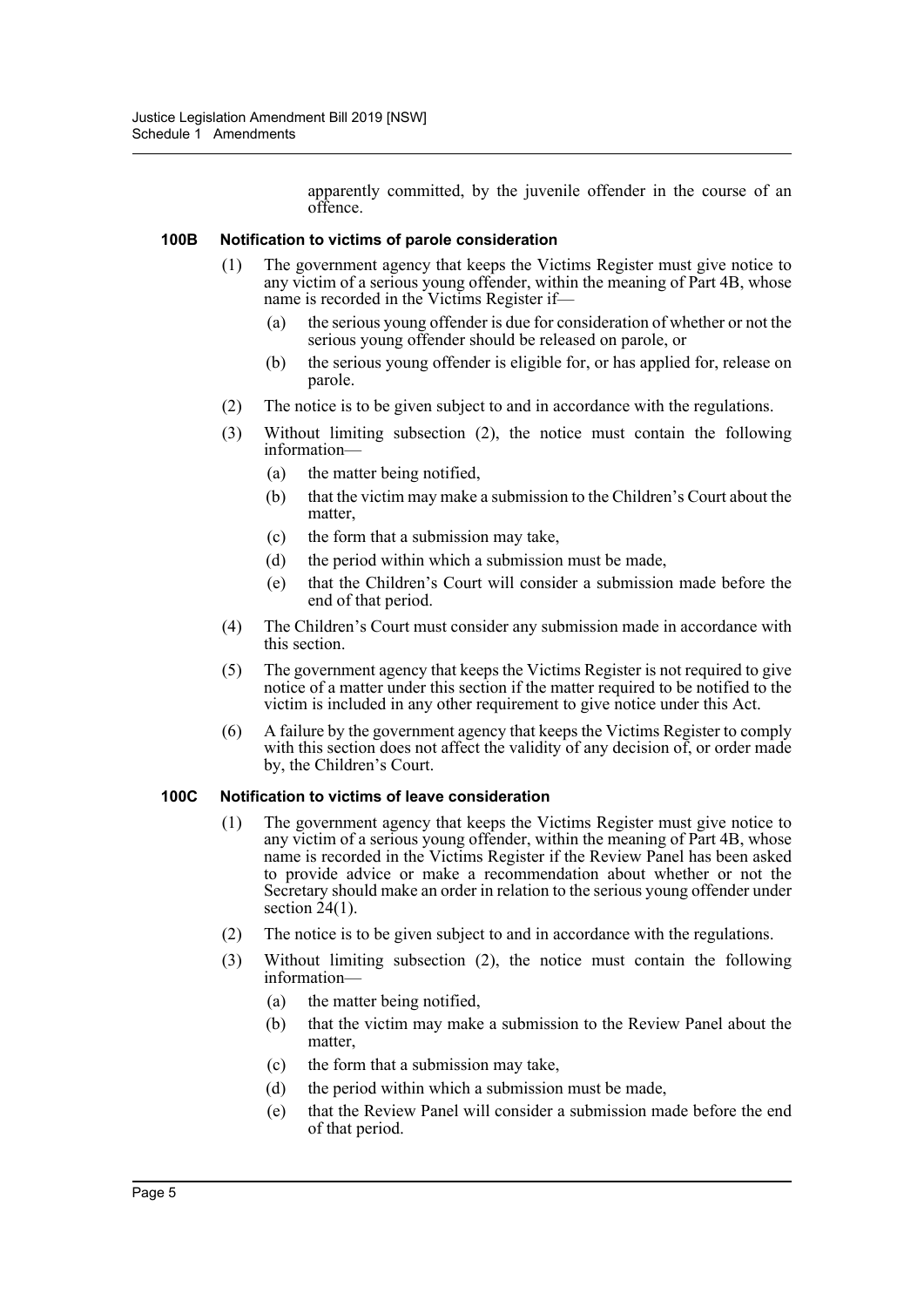apparently committed, by the juvenile offender in the course of an offence.

### 100B Notification to victims of parole consideration

(1) The government agency that keeps the Victims Register must give notice to any victim of a serious young offender, within the meaning of Part 4B, whose name is recorded in the Victims Register if—

(a) the serious young offender is due for consideration of whether or not the serious young offender should be released on parole, or

(b) the serious young offender is eligible for, or has applied for, release on parole.

(2) The notice is to be given subject to and in accordance with the regulations.

(3) Without limiting subsection (2), the notice must contain the following information—

(a) the matter being notified,

(b) that the victim may make a submission to the Children's Court about the matter,

(c) the form that a submission may take,

(d) the period within which a submission must be made,

(e) that the Children's Court will consider a submission made before the end of that period.

(4) The Children's Court must consider any submission made in accordance with this section.

(5) The government agency that keeps the Victims Register is not required to give notice of a matter under this section if the matter required to be notified to the victim is included in any other requirement to give notice under this Act.

(6) A failure by the government agency that keeps the Victims Register to comply with this section does not affect the validity of any decision of, or order made by, the Children's Court.

### 100C Notification to victims of leave consideration

(1) The government agency that keeps the Victims Register must give notice to any victim of a serious young offender, within the meaning of Part 4B, whose name is recorded in the Victims Register if the Review Panel has been asked to provide advice or make a recommendation about whether or not the Secretary should make an order in relation to the serious young offender under section 24(1).

(2) The notice is to be given subject to and in accordance with the regulations.

(3) Without limiting subsection (2), the notice must contain the following information—

(a) the matter being notified,

(b) that the victim may make a submission to the Review Panel about the matter,

(c) the form that a submission may take,

(d) the period within which a submission must be made,

(e) that the Review Panel will consider a submission made before the end of that period.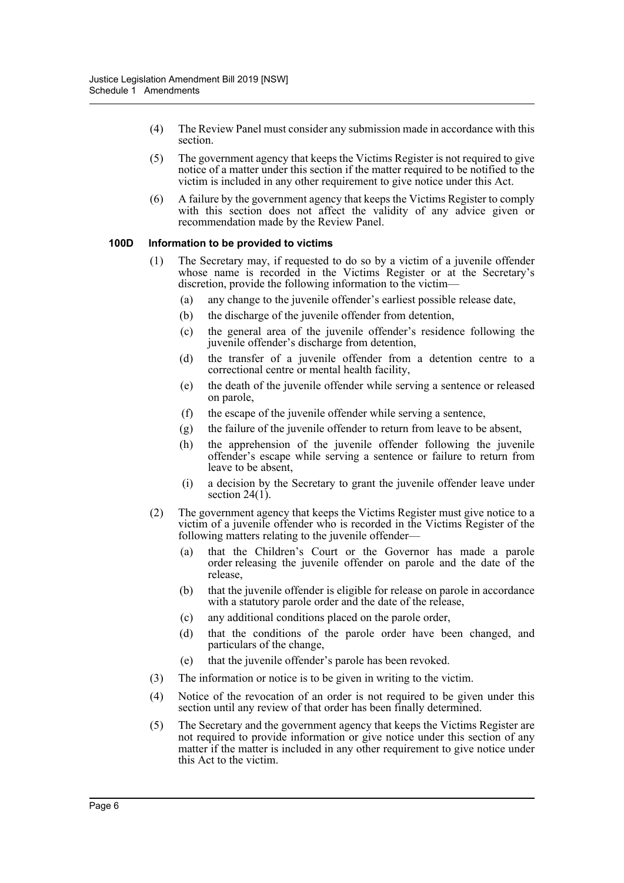(4) The Review Panel must consider any submission made in accordance with this section.

(5) The government agency that keeps the Victims Register is not required to give notice of a matter under this section if the matter required to be notified to the victim is included in any other requirement to give notice under this Act.

(6) A failure by the government agency that keeps the Victims Register to comply with this section does not affect the validity of any advice given or recommendation made by the Review Panel.

**100D Information to be provided to victims**

(1) The Secretary may, if requested to do so by a victim of a juvenile offender whose name is recorded in the Victims Register or at the Secretary's discretion, provide the following information to the victim—

- (a) any change to the juvenile offender's earliest possible release date,
- (b) the discharge of the juvenile offender from detention,
- (c) the general area of the juvenile offender's residence following the juvenile offender's discharge from detention,
- (d) the transfer of a juvenile offender from a detention centre to a correctional centre or mental health facility,
- (e) the death of the juvenile offender while serving a sentence or released on parole,
- (f) the escape of the juvenile offender while serving a sentence,
- (g) the failure of the juvenile offender to return from leave to be absent,
- (h) the apprehension of the juvenile offender following the juvenile offender's escape while serving a sentence or failure to return from leave to be absent,
- (i) a decision by the Secretary to grant the juvenile offender leave under section 24(1).

(2) The government agency that keeps the Victims Register must give notice to a victim of a juvenile offender who is recorded in the Victims Register of the following matters relating to the juvenile offender—

- (a) that the Children's Court or the Governor has made a parole order releasing the juvenile offender on parole and the date of the release,
- (b) that the juvenile offender is eligible for release on parole in accordance with a statutory parole order and the date of the release,
- (c) any additional conditions placed on the parole order,
- (d) that the conditions of the parole order have been changed, and particulars of the change,
- (e) that the juvenile offender's parole has been revoked.

(3) The information or notice is to be given in writing to the victim.

(4) Notice of the revocation of an order is not required to be given under this section until any review of that order has been finally determined.

(5) The Secretary and the government agency that keeps the Victims Register are not required to provide information or give notice under this section of any matter if the matter is included in any other requirement to give notice under this Act to the victim.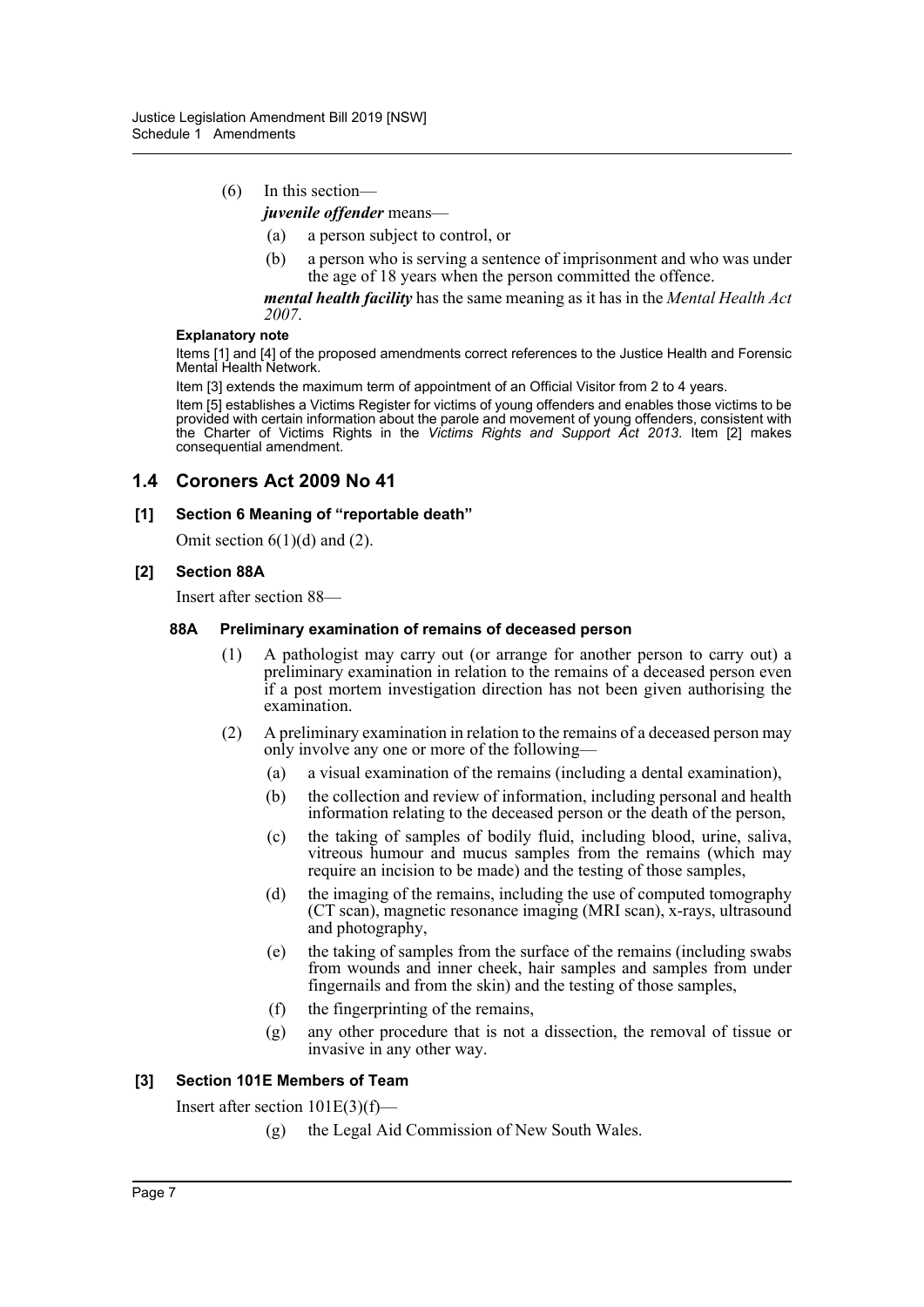(6) In this section—

***juvenile offender*** means—

- (a) a person subject to control, or
- (b) a person who is serving a sentence of imprisonment and who was under the age of 18 years when the person committed the offence.

***mental health facility*** has the same meaning as it has in the *Mental Health Act 2007*.

**Explanatory note**

Items [1] and [4] of the proposed amendments correct references to the Justice Health and Forensic Mental Health Network.

Item [3] extends the maximum term of appointment of an Official Visitor from 2 to 4 years.

Item [5] establishes a Victims Register for victims of young offenders and enables those victims to be provided with certain information about the parole and movement of young offenders, consistent with the Charter of Victims Rights in the *Victims Rights and Support Act 2013*. Item [2] makes consequential amendment.

## 1.4 Coroners Act 2009 No 41

### [1] Section 6 Meaning of "reportable death"

Omit section 6(1)(d) and (2).

### [2] Section 88A

Insert after section 88—

#### 88A Preliminary examination of remains of deceased person

(1) A pathologist may carry out (or arrange for another person to carry out) a preliminary examination in relation to the remains of a deceased person even if a post mortem investigation direction has not been given authorising the examination.

(2) A preliminary examination in relation to the remains of a deceased person may only involve any one or more of the following—

- (a) a visual examination of the remains (including a dental examination),
- (b) the collection and review of information, including personal and health information relating to the deceased person or the death of the person,
- (c) the taking of samples of bodily fluid, including blood, urine, saliva, vitreous humour and mucus samples from the remains (which may require an incision to be made) and the testing of those samples,
- (d) the imaging of the remains, including the use of computed tomography (CT scan), magnetic resonance imaging (MRI scan), x-rays, ultrasound and photography,
- (e) the taking of samples from the surface of the remains (including swabs from wounds and inner cheek, hair samples and samples from under fingernails and from the skin) and the testing of those samples,
- (f) the fingerprinting of the remains,
- (g) any other procedure that is not a dissection, the removal of tissue or invasive in any other way.

### [3] Section 101E Members of Team

Insert after section 101E(3)(f)—

- (g) the Legal Aid Commission of New South Wales.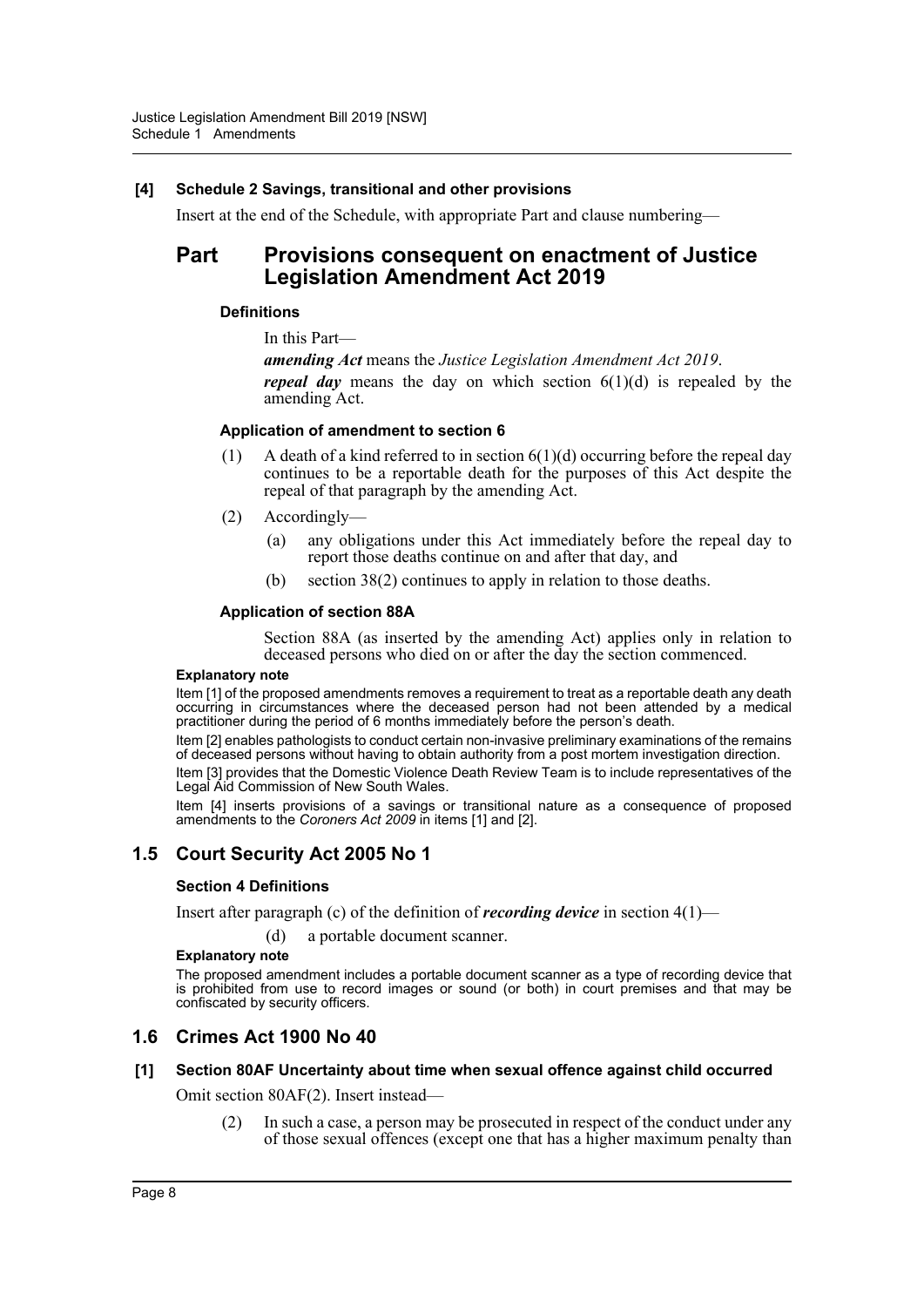**[4] Schedule 2 Savings, transitional and other provisions**

Insert at the end of the Schedule, with appropriate Part and clause numbering—

# Part Provisions consequent on enactment of Justice Legislation Amendment Act 2019

**Definitions**

In this Part—

***amending Act*** means the *Justice Legislation Amendment Act 2019*.

***repeal day*** means the day on which section 6(1)(d) is repealed by the amending Act.

**Application of amendment to section 6**

(1) A death of a kind referred to in section 6(1)(d) occurring before the repeal day continues to be a reportable death for the purposes of this Act despite the repeal of that paragraph by the amending Act.

(2) Accordingly—

(a) any obligations under this Act immediately before the repeal day to report those deaths continue on and after that day, and

(b) section 38(2) continues to apply in relation to those deaths.

**Application of section 88A**

Section 88A (as inserted by the amending Act) applies only in relation to deceased persons who died on or after the day the section commenced.

**Explanatory note**

Item [1] of the proposed amendments removes a requirement to treat as a reportable death any death occurring in circumstances where the deceased person had not been attended by a medical practitioner during the period of 6 months immediately before the person's death.

Item [2] enables pathologists to conduct certain non-invasive preliminary examinations of the remains of deceased persons without having to obtain authority from a post mortem investigation direction.

Item [3] provides that the Domestic Violence Death Review Team is to include representatives of the Legal Aid Commission of New South Wales.

Item [4] inserts provisions of a savings or transitional nature as a consequence of proposed amendments to the *Coroners Act 2009* in items [1] and [2].

## 1.5 Court Security Act 2005 No 1

**Section 4 Definitions**

Insert after paragraph (c) of the definition of ***recording device*** in section 4(1)—

(d) a portable document scanner.

**Explanatory note**

The proposed amendment includes a portable document scanner as a type of recording device that is prohibited from use to record images or sound (or both) in court premises and that may be confiscated by security officers.

## 1.6 Crimes Act 1900 No 40

**[1] Section 80AF Uncertainty about time when sexual offence against child occurred**

Omit section 80AF(2). Insert instead—

(2) In such a case, a person may be prosecuted in respect of the conduct under any of those sexual offences (except one that has a higher maximum penalty than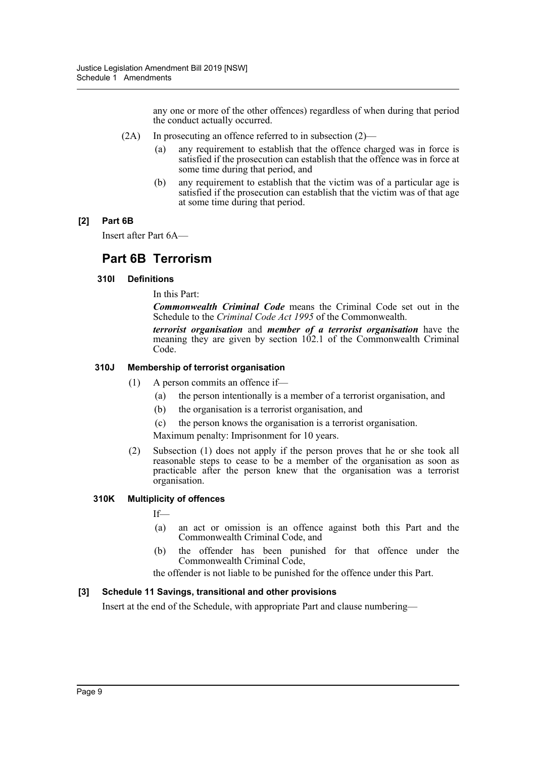any one or more of the other offences) regardless of when during that period the conduct actually occurred.

(2A) In prosecuting an offence referred to in subsection (2)—

(a) any requirement to establish that the offence charged was in force is satisfied if the prosecution can establish that the offence was in force at some time during that period, and

(b) any requirement to establish that the victim was of a particular age is satisfied if the prosecution can establish that the victim was of that age at some time during that period.

**[2] Part 6B**

Insert after Part 6A—

## Part 6B Terrorism

### 310I Definitions

In this Part:

***Commonwealth Criminal Code*** means the Criminal Code set out in the Schedule to the *Criminal Code Act 1995* of the Commonwealth.

***terrorist organisation*** and ***member of a terrorist organisation*** have the meaning they are given by section 102.1 of the Commonwealth Criminal Code.

### 310J Membership of terrorist organisation

(1) A person commits an offence if—

(a) the person intentionally is a member of a terrorist organisation, and

(b) the organisation is a terrorist organisation, and

(c) the person knows the organisation is a terrorist organisation.

Maximum penalty: Imprisonment for 10 years.

(2) Subsection (1) does not apply if the person proves that he or she took all reasonable steps to cease to be a member of the organisation as soon as practicable after the person knew that the organisation was a terrorist organisation.

### 310K Multiplicity of offences

If—

(a) an act or omission is an offence against both this Part and the Commonwealth Criminal Code, and

(b) the offender has been punished for that offence under the Commonwealth Criminal Code,

the offender is not liable to be punished for the offence under this Part.

**[3] Schedule 11 Savings, transitional and other provisions**

Insert at the end of the Schedule, with appropriate Part and clause numbering—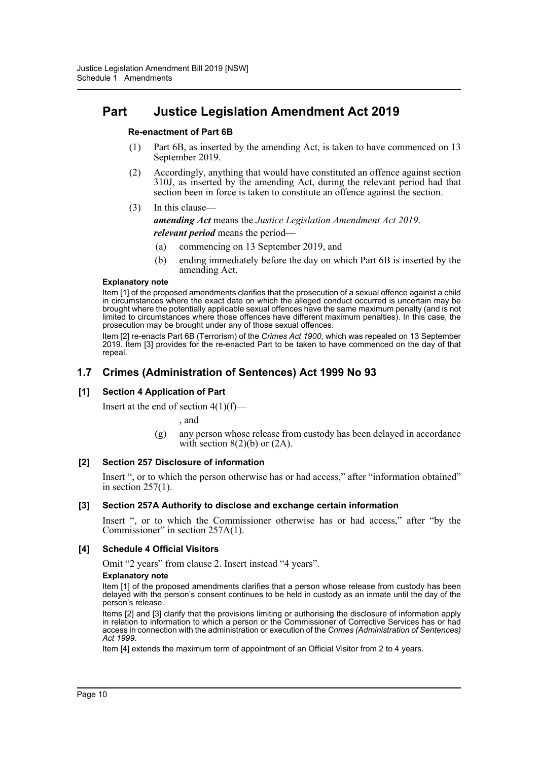# Part Justice Legislation Amendment Act 2019

**Re-enactment of Part 6B**

(1) Part 6B, as inserted by the amending Act, is taken to have commenced on 13 September 2019.

(2) Accordingly, anything that would have constituted an offence against section 310J, as inserted by the amending Act, during the relevant period had that section been in force is taken to constitute an offence against the section.

(3) In this clause—

***amending Act*** means the *Justice Legislation Amendment Act 2019*.

***relevant period*** means the period—

(a) commencing on 13 September 2019, and

(b) ending immediately before the day on which Part 6B is inserted by the amending Act.

**Explanatory note**

Item [1] of the proposed amendments clarifies that the prosecution of a sexual offence against a child in circumstances where the exact date on which the alleged conduct occurred is uncertain may be brought where the potentially applicable sexual offences have the same maximum penalty (and is not limited to circumstances where those offences have different maximum penalties). In this case, the prosecution may be brought under any of those sexual offences.

Item [2] re-enacts Part 6B (Terrorism) of the *Crimes Act 1900*, which was repealed on 13 September 2019. Item [3] provides for the re-enacted Part to be taken to have commenced on the day of that repeal.

## 1.7 Crimes (Administration of Sentences) Act 1999 No 93

### [1] Section 4 Application of Part

Insert at the end of section 4(1)(f)—

, and

(g) any person whose release from custody has been delayed in accordance with section 8(2)(b) or (2A).

### [2] Section 257 Disclosure of information

Insert ", or to which the person otherwise has or had access," after "information obtained" in section 257(1).

### [3] Section 257A Authority to disclose and exchange certain information

Insert ", or to which the Commissioner otherwise has or had access," after "by the Commissioner" in section 257A(1).

### [4] Schedule 4 Official Visitors

Omit "2 years" from clause 2. Insert instead "4 years".

**Explanatory note**

Item [1] of the proposed amendments clarifies that a person whose release from custody has been delayed with the person's consent continues to be held in custody as an inmate until the day of the person's release.

Items [2] and [3] clarify that the provisions limiting or authorising the disclosure of information apply in relation to information to which a person or the Commissioner of Corrective Services has or had access in connection with the administration or execution of the *Crimes (Administration of Sentences) Act 1999*.

Item [4] extends the maximum term of appointment of an Official Visitor from 2 to 4 years.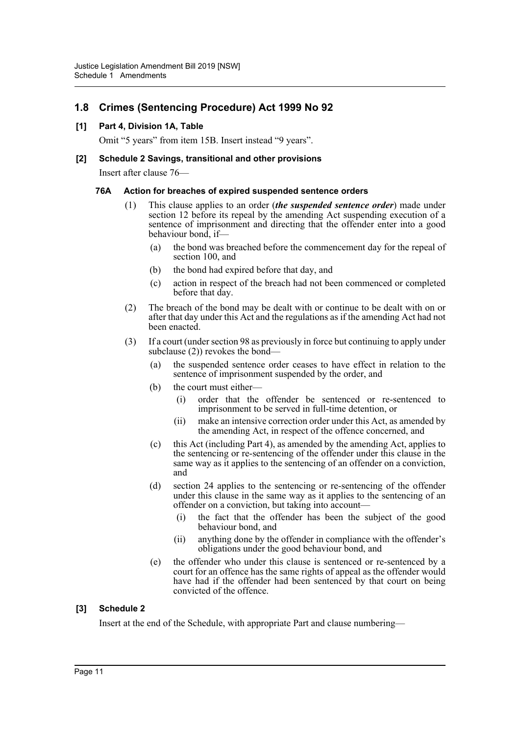## 1.8 Crimes (Sentencing Procedure) Act 1999 No 92

### [1] Part 4, Division 1A, Table

Omit "5 years" from item 15B. Insert instead "9 years".

### [2] Schedule 2 Savings, transitional and other provisions

Insert after clause 76—

#### 76A Action for breaches of expired suspended sentence orders

(1) This clause applies to an order (***the suspended sentence order***) made under section 12 before its repeal by the amending Act suspending execution of a sentence of imprisonment and directing that the offender enter into a good behaviour bond, if—

(a) the bond was breached before the commencement day for the repeal of section 100, and

(b) the bond had expired before that day, and

(c) action in respect of the breach had not been commenced or completed before that day.

(2) The breach of the bond may be dealt with or continue to be dealt with on or after that day under this Act and the regulations as if the amending Act had not been enacted.

(3) If a court (under section 98 as previously in force but continuing to apply under subclause (2)) revokes the bond—

(a) the suspended sentence order ceases to have effect in relation to the sentence of imprisonment suspended by the order, and

(b) the court must either—

(i) order that the offender be sentenced or re-sentenced to imprisonment to be served in full-time detention, or

(ii) make an intensive correction order under this Act, as amended by the amending Act, in respect of the offence concerned, and

(c) this Act (including Part 4), as amended by the amending Act, applies to the sentencing or re-sentencing of the offender under this clause in the same way as it applies to the sentencing of an offender on a conviction, and

(d) section 24 applies to the sentencing or re-sentencing of the offender under this clause in the same way as it applies to the sentencing of an offender on a conviction, but taking into account—

(i) the fact that the offender has been the subject of the good behaviour bond, and

(ii) anything done by the offender in compliance with the offender's obligations under the good behaviour bond, and

(e) the offender who under this clause is sentenced or re-sentenced by a court for an offence has the same rights of appeal as the offender would have had if the offender had been sentenced by that court on being convicted of the offence.

### [3] Schedule 2

Insert at the end of the Schedule, with appropriate Part and clause numbering—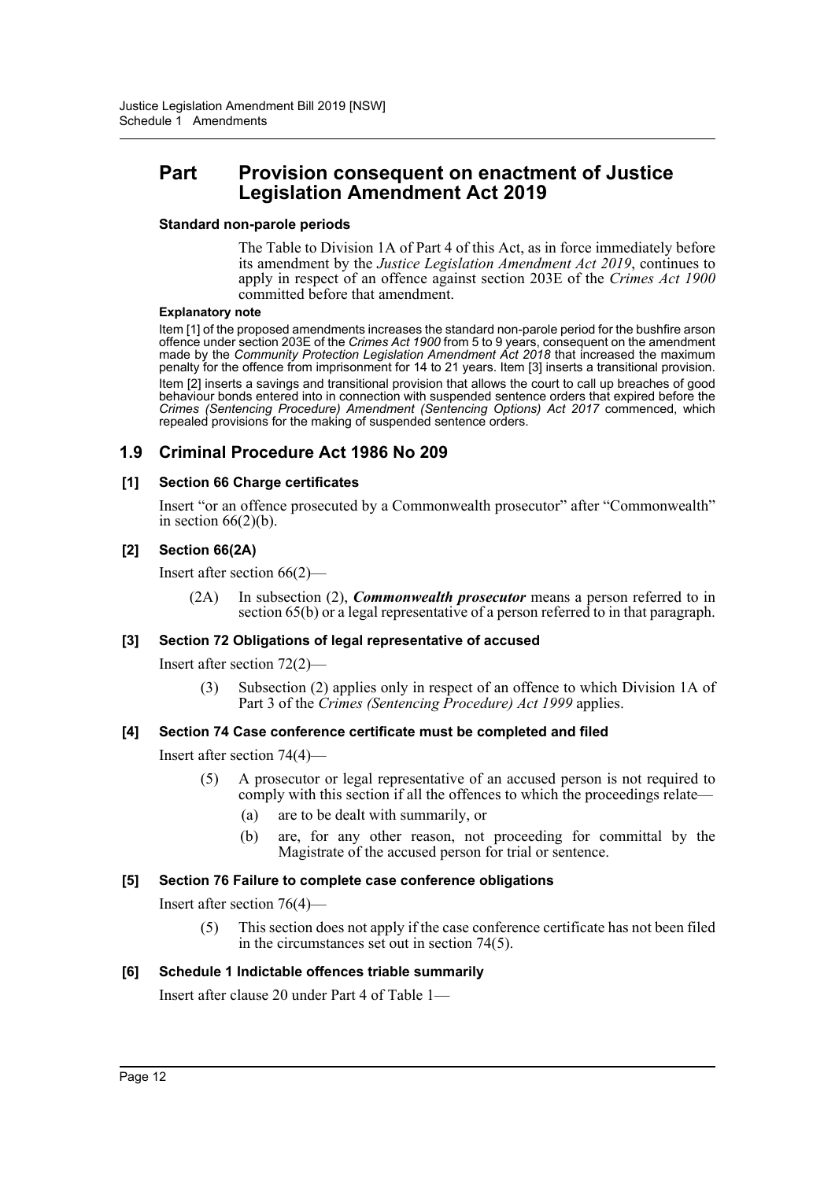## Part Provision consequent on enactment of Justice Legislation Amendment Act 2019

**Standard non-parole periods**

The Table to Division 1A of Part 4 of this Act, as in force immediately before its amendment by the *Justice Legislation Amendment Act 2019*, continues to apply in respect of an offence against section 203E of the *Crimes Act 1900* committed before that amendment.

**Explanatory note**

Item [1] of the proposed amendments increases the standard non-parole period for the bushfire arson offence under section 203E of the *Crimes Act 1900* from 5 to 9 years, consequent on the amendment made by the *Community Protection Legislation Amendment Act 2018* that increased the maximum penalty for the offence from imprisonment for 14 to 21 years. Item [3] inserts a transitional provision.

Item [2] inserts a savings and transitional provision that allows the court to call up breaches of good behaviour bonds entered into in connection with suspended sentence orders that expired before the *Crimes (Sentencing Procedure) Amendment (Sentencing Options) Act 2017* commenced, which repealed provisions for the making of suspended sentence orders.

## 1.9 Criminal Procedure Act 1986 No 209

### [1] Section 66 Charge certificates

Insert "or an offence prosecuted by a Commonwealth prosecutor" after "Commonwealth" in section 66(2)(b).

### [2] Section 66(2A)

Insert after section 66(2)—

(2A) In subsection (2), ***Commonwealth prosecutor*** means a person referred to in section 65(b) or a legal representative of a person referred to in that paragraph.

### [3] Section 72 Obligations of legal representative of accused

Insert after section 72(2)—

(3) Subsection (2) applies only in respect of an offence to which Division 1A of Part 3 of the *Crimes (Sentencing Procedure) Act 1999* applies.

### [4] Section 74 Case conference certificate must be completed and filed

Insert after section 74(4)—

(5) A prosecutor or legal representative of an accused person is not required to comply with this section if all the offences to which the proceedings relate—

(a) are to be dealt with summarily, or

(b) are, for any other reason, not proceeding for committal by the Magistrate of the accused person for trial or sentence.

### [5] Section 76 Failure to complete case conference obligations

Insert after section 76(4)—

(5) This section does not apply if the case conference certificate has not been filed in the circumstances set out in section 74(5).

### [6] Schedule 1 Indictable offences triable summarily

Insert after clause 20 under Part 4 of Table 1—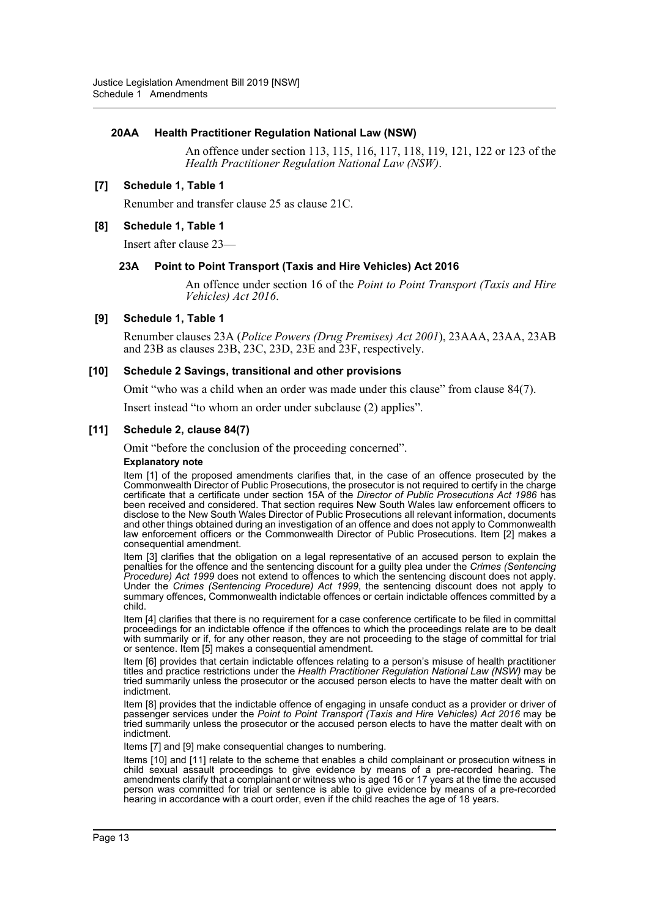#### 20AA Health Practitioner Regulation National Law (NSW)

An offence under section 113, 115, 116, 117, 118, 119, 121, 122 or 123 of the *Health Practitioner Regulation National Law (NSW)*.

### [7] Schedule 1, Table 1

Renumber and transfer clause 25 as clause 21C.

### [8] Schedule 1, Table 1

Insert after clause 23—

#### 23A Point to Point Transport (Taxis and Hire Vehicles) Act 2016

An offence under section 16 of the *Point to Point Transport (Taxis and Hire Vehicles) Act 2016*.

### [9] Schedule 1, Table 1

Renumber clauses 23A (*Police Powers (Drug Premises) Act 2001*), 23AAA, 23AA, 23AB and 23B as clauses 23B, 23C, 23D, 23E and 23F, respectively.

### [10] Schedule 2 Savings, transitional and other provisions

Omit "who was a child when an order was made under this clause" from clause 84(7).

Insert instead "to whom an order under subclause (2) applies".

### [11] Schedule 2, clause 84(7)

Omit "before the conclusion of the proceeding concerned".

**Explanatory note**

Item [1] of the proposed amendments clarifies that, in the case of an offence prosecuted by the Commonwealth Director of Public Prosecutions, the prosecutor is not required to certify in the charge certificate that a certificate under section 15A of the *Director of Public Prosecutions Act 1986* has been received and considered. That section requires New South Wales law enforcement officers to disclose to the New South Wales Director of Public Prosecutions all relevant information, documents and other things obtained during an investigation of an offence and does not apply to Commonwealth law enforcement officers or the Commonwealth Director of Public Prosecutions. Item [2] makes a consequential amendment.

Item [3] clarifies that the obligation on a legal representative of an accused person to explain the penalties for the offence and the sentencing discount for a guilty plea under the *Crimes (Sentencing Procedure) Act 1999* does not extend to offences to which the sentencing discount does not apply. Under the *Crimes (Sentencing Procedure) Act 1999*, the sentencing discount does not apply to summary offences, Commonwealth indictable offences or certain indictable offences committed by a child.

Item [4] clarifies that there is no requirement for a case conference certificate to be filed in committal proceedings for an indictable offence if the offences to which the proceedings relate are to be dealt with summarily or if, for any other reason, they are not proceeding to the stage of committal for trial or sentence. Item [5] makes a consequential amendment.

Item [6] provides that certain indictable offences relating to a person's misuse of health practitioner titles and practice restrictions under the *Health Practitioner Regulation National Law (NSW)* may be tried summarily unless the prosecutor or the accused person elects to have the matter dealt with on indictment.

Item [8] provides that the indictable offence of engaging in unsafe conduct as a provider or driver of passenger services under the *Point to Point Transport (Taxis and Hire Vehicles) Act 2016* may be tried summarily unless the prosecutor or the accused person elects to have the matter dealt with on indictment.

Items [7] and [9] make consequential changes to numbering.

Items [10] and [11] relate to the scheme that enables a child complainant or prosecution witness in child sexual assault proceedings to give evidence by means of a pre-recorded hearing. The amendments clarify that a complainant or witness who is aged 16 or 17 years at the time the accused person was committed for trial or sentence is able to give evidence by means of a pre-recorded hearing in accordance with a court order, even if the child reaches the age of 18 years.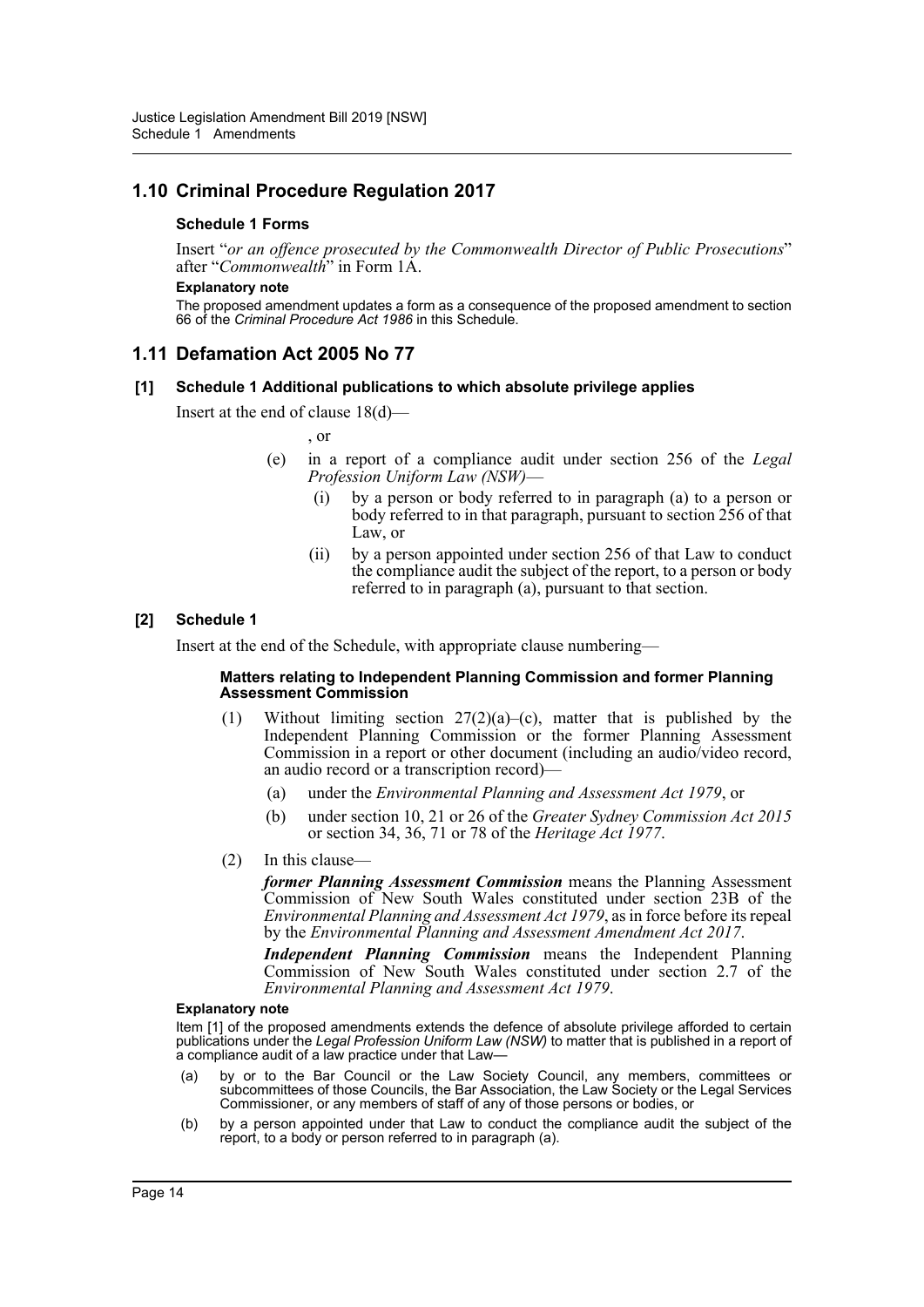## 1.10 Criminal Procedure Regulation 2017

**Schedule 1 Forms**

Insert "*or an offence prosecuted by the Commonwealth Director of Public Prosecutions*" after "*Commonwealth*" in Form 1A.

**Explanatory note**

The proposed amendment updates a form as a consequence of the proposed amendment to section 66 of the *Criminal Procedure Act 1986* in this Schedule.

## 1.11 Defamation Act 2005 No 77

**[1] Schedule 1 Additional publications to which absolute privilege applies**

Insert at the end of clause 18(d)—

, or

(e) in a report of a compliance audit under section 256 of the *Legal Profession Uniform Law (NSW)*—

(i) by a person or body referred to in paragraph (a) to a person or body referred to in that paragraph, pursuant to section 256 of that Law, or

(ii) by a person appointed under section 256 of that Law to conduct the compliance audit the subject of the report, to a person or body referred to in paragraph (a), pursuant to that section.

**[2] Schedule 1**

Insert at the end of the Schedule, with appropriate clause numbering—

**Matters relating to Independent Planning Commission and former Planning Assessment Commission**

(1) Without limiting section 27(2)(a)–(c), matter that is published by the Independent Planning Commission or the former Planning Assessment Commission in a report or other document (including an audio/video record, an audio record or a transcription record)—

(a) under the *Environmental Planning and Assessment Act 1979*, or

(b) under section 10, 21 or 26 of the *Greater Sydney Commission Act 2015* or section 34, 36, 71 or 78 of the *Heritage Act 1977*.

(2) In this clause—

***former Planning Assessment Commission*** means the Planning Assessment Commission of New South Wales constituted under section 23B of the *Environmental Planning and Assessment Act 1979*, as in force before its repeal by the *Environmental Planning and Assessment Amendment Act 2017*.

***Independent Planning Commission*** means the Independent Planning Commission of New South Wales constituted under section 2.7 of the *Environmental Planning and Assessment Act 1979*.

**Explanatory note**

Item [1] of the proposed amendments extends the defence of absolute privilege afforded to certain publications under the *Legal Profession Uniform Law (NSW)* to matter that is published in a report of a compliance audit of a law practice under that Law—

(a) by or to the Bar Council or the Law Society Council, any members, committees or subcommittees of those Councils, the Bar Association, the Law Society or the Legal Services Commissioner, or any members of staff of any of those persons or bodies, or

(b) by a person appointed under that Law to conduct the compliance audit the subject of the report, to a body or person referred to in paragraph (a).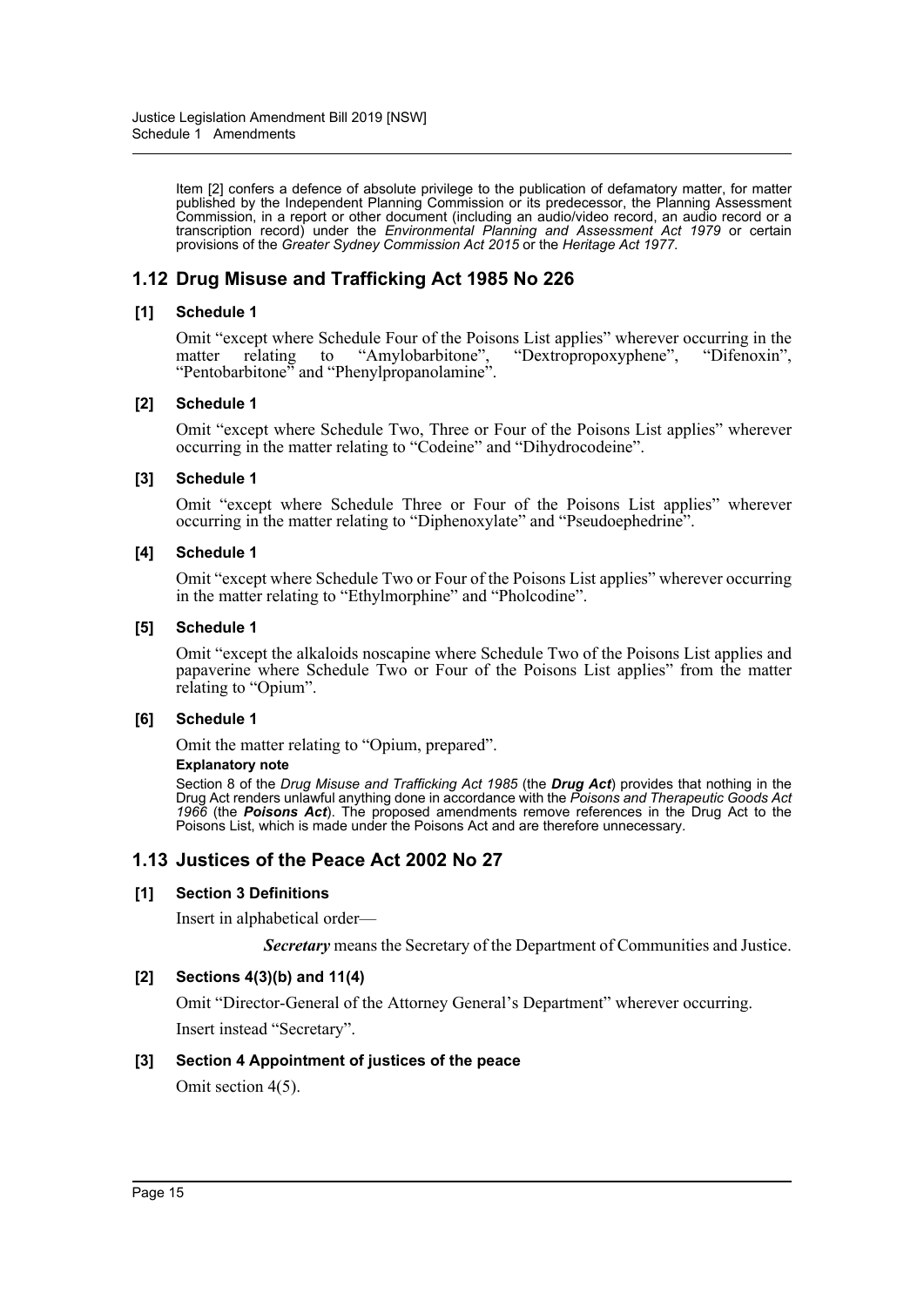Item [2] confers a defence of absolute privilege to the publication of defamatory matter, for matter published by the Independent Planning Commission or its predecessor, the Planning Assessment Commission, in a report or other document (including an audio/video record, an audio record or a transcription record) under the *Environmental Planning and Assessment Act 1979* or certain provisions of the *Greater Sydney Commission Act 2015* or the *Heritage Act 1977*.

## 1.12 Drug Misuse and Trafficking Act 1985 No 226

### [1] Schedule 1

Omit "except where Schedule Four of the Poisons List applies" wherever occurring in the matter relating to "Amylobarbitone", "Dextropropoxyphene", "Difenoxin", "Pentobarbitone" and "Phenylpropanolamine".

### [2] Schedule 1

Omit "except where Schedule Two, Three or Four of the Poisons List applies" wherever occurring in the matter relating to "Codeine" and "Dihydrocodeine".

### [3] Schedule 1

Omit "except where Schedule Three or Four of the Poisons List applies" wherever occurring in the matter relating to "Diphenoxylate" and "Pseudoephedrine".

### [4] Schedule 1

Omit "except where Schedule Two or Four of the Poisons List applies" wherever occurring in the matter relating to "Ethylmorphine" and "Pholcodine".

### [5] Schedule 1

Omit "except the alkaloids noscapine where Schedule Two of the Poisons List applies and papaverine where Schedule Two or Four of the Poisons List applies" from the matter relating to "Opium".

### [6] Schedule 1

Omit the matter relating to "Opium, prepared".

**Explanatory note**

Section 8 of the *Drug Misuse and Trafficking Act 1985* (the ***Drug Act***) provides that nothing in the Drug Act renders unlawful anything done in accordance with the *Poisons and Therapeutic Goods Act 1966* (the ***Poisons Act***). The proposed amendments remove references in the Drug Act to the Poisons List, which is made under the Poisons Act and are therefore unnecessary.

## 1.13 Justices of the Peace Act 2002 No 27

### [1] Section 3 Definitions

Insert in alphabetical order—

***Secretary*** means the Secretary of the Department of Communities and Justice.

### [2] Sections 4(3)(b) and 11(4)

Omit "Director-General of the Attorney General's Department" wherever occurring.

Insert instead "Secretary".

### [3] Section 4 Appointment of justices of the peace

Omit section 4(5).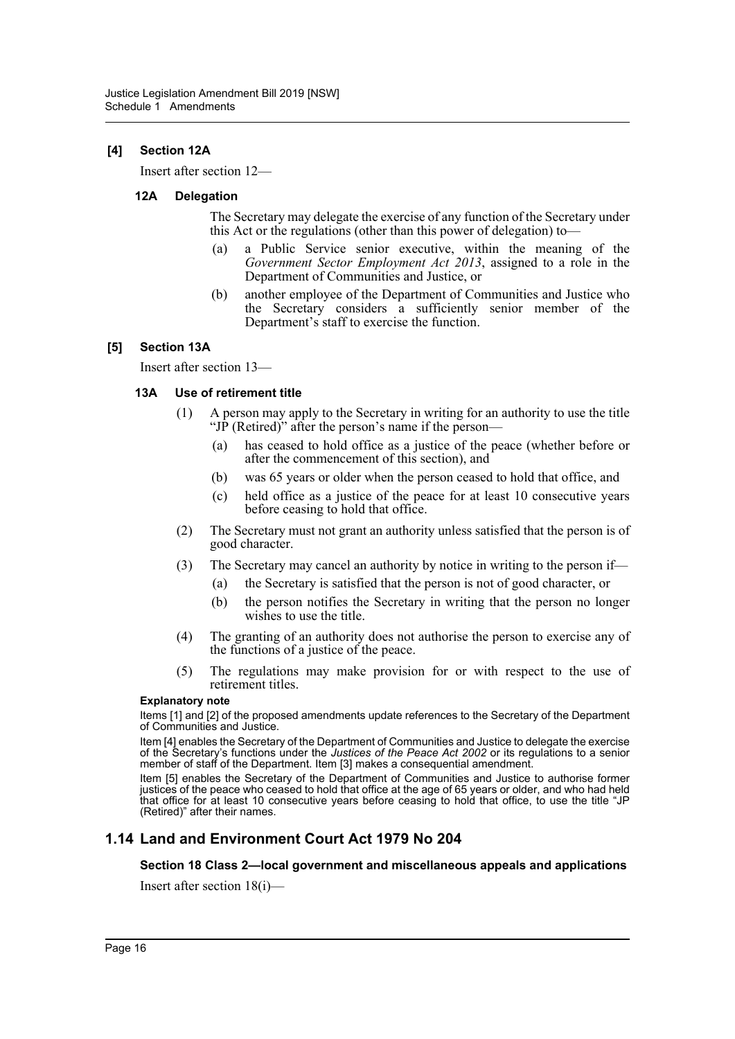### [4] Section 12A

Insert after section 12—

#### 12A Delegation

The Secretary may delegate the exercise of any function of the Secretary under this Act or the regulations (other than this power of delegation) to—

(a) a Public Service senior executive, within the meaning of the *Government Sector Employment Act 2013*, assigned to a role in the Department of Communities and Justice, or

(b) another employee of the Department of Communities and Justice who the Secretary considers a sufficiently senior member of the Department's staff to exercise the function.

### [5] Section 13A

Insert after section 13—

#### 13A Use of retirement title

(1) A person may apply to the Secretary in writing for an authority to use the title "JP (Retired)" after the person's name if the person—

(a) has ceased to hold office as a justice of the peace (whether before or after the commencement of this section), and

(b) was 65 years or older when the person ceased to hold that office, and

(c) held office as a justice of the peace for at least 10 consecutive years before ceasing to hold that office.

(2) The Secretary must not grant an authority unless satisfied that the person is of good character.

(3) The Secretary may cancel an authority by notice in writing to the person if—

(a) the Secretary is satisfied that the person is not of good character, or

(b) the person notifies the Secretary in writing that the person no longer wishes to use the title.

(4) The granting of an authority does not authorise the person to exercise any of the functions of a justice of the peace.

(5) The regulations may make provision for or with respect to the use of retirement titles.

**Explanatory note**

Items [1] and [2] of the proposed amendments update references to the Secretary of the Department of Communities and Justice.

Item [4] enables the Secretary of the Department of Communities and Justice to delegate the exercise of the Secretary's functions under the *Justices of the Peace Act 2002* or its regulations to a senior member of staff of the Department. Item [3] makes a consequential amendment.

Item [5] enables the Secretary of the Department of Communities and Justice to authorise former justices of the peace who ceased to hold that office at the age of 65 years or older, and who had held that office for at least 10 consecutive years before ceasing to hold that office, to use the title "JP (Retired)" after their names.

## 1.14 Land and Environment Court Act 1979 No 204

**Section 18 Class 2—local government and miscellaneous appeals and applications**

Insert after section 18(i)—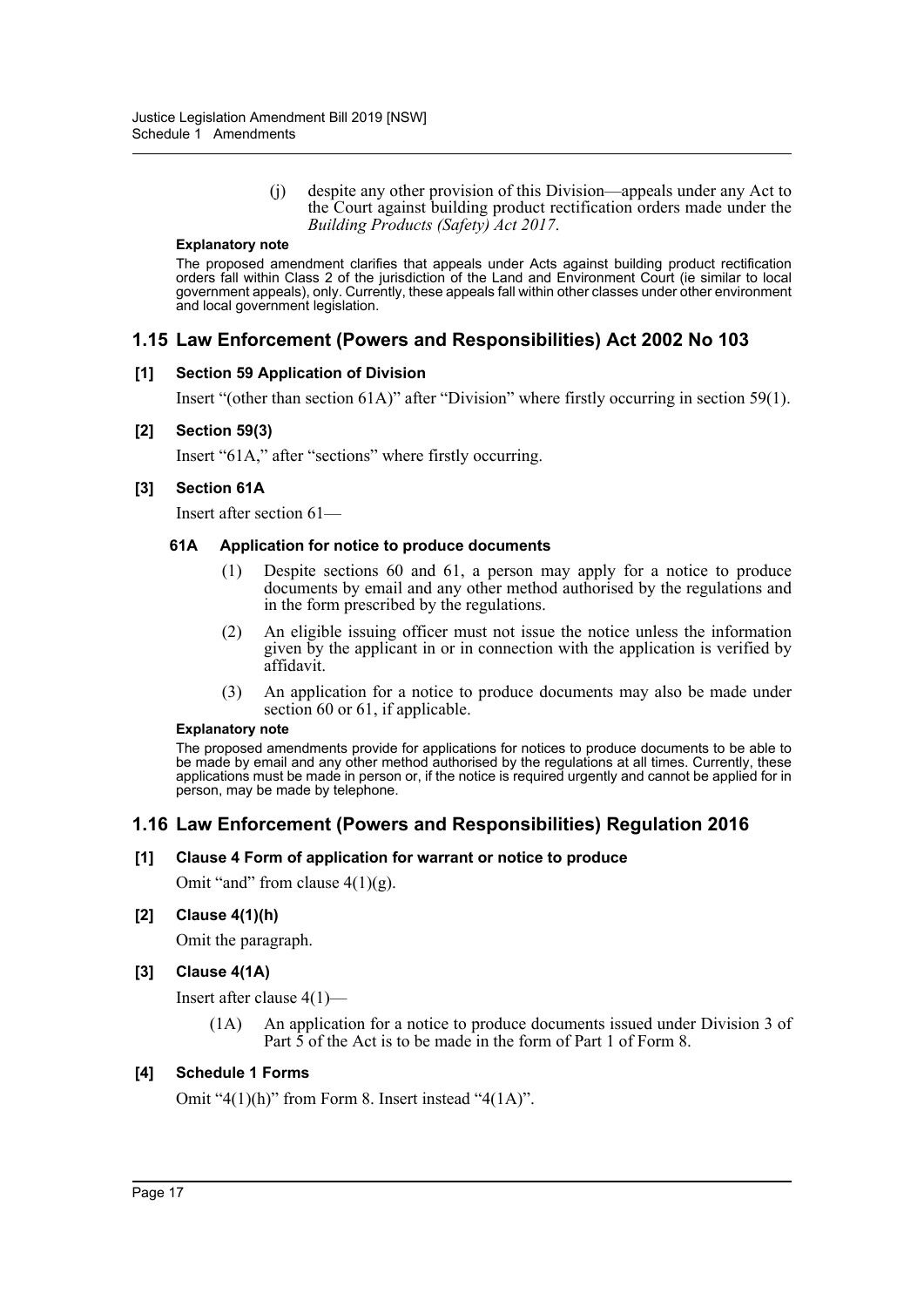(j) despite any other provision of this Division—appeals under any Act to the Court against building product rectification orders made under the *Building Products (Safety) Act 2017*.

**Explanatory note**

The proposed amendment clarifies that appeals under Acts against building product rectification orders fall within Class 2 of the jurisdiction of the Land and Environment Court (ie similar to local government appeals), only. Currently, these appeals fall within other classes under other environment and local government legislation.

## 1.15 Law Enforcement (Powers and Responsibilities) Act 2002 No 103

### [1] Section 59 Application of Division

Insert "(other than section 61A)" after "Division" where firstly occurring in section 59(1).

### [2] Section 59(3)

Insert "61A," after "sections" where firstly occurring.

### [3] Section 61A

Insert after section 61—

#### 61A Application for notice to produce documents

(1) Despite sections 60 and 61, a person may apply for a notice to produce documents by email and any other method authorised by the regulations and in the form prescribed by the regulations.

(2) An eligible issuing officer must not issue the notice unless the information given by the applicant in or in connection with the application is verified by affidavit.

(3) An application for a notice to produce documents may also be made under section 60 or 61, if applicable.

**Explanatory note**

The proposed amendments provide for applications for notices to produce documents to be able to be made by email and any other method authorised by the regulations at all times. Currently, these applications must be made in person or, if the notice is required urgently and cannot be applied for in person, may be made by telephone.

## 1.16 Law Enforcement (Powers and Responsibilities) Regulation 2016

### [1] Clause 4 Form of application for warrant or notice to produce

Omit "and" from clause 4(1)(g).

### [2] Clause 4(1)(h)

Omit the paragraph.

### [3] Clause 4(1A)

Insert after clause 4(1)—

(1A) An application for a notice to produce documents issued under Division 3 of Part 5 of the Act is to be made in the form of Part 1 of Form 8.

### [4] Schedule 1 Forms

Omit "4(1)(h)" from Form 8. Insert instead "4(1A)".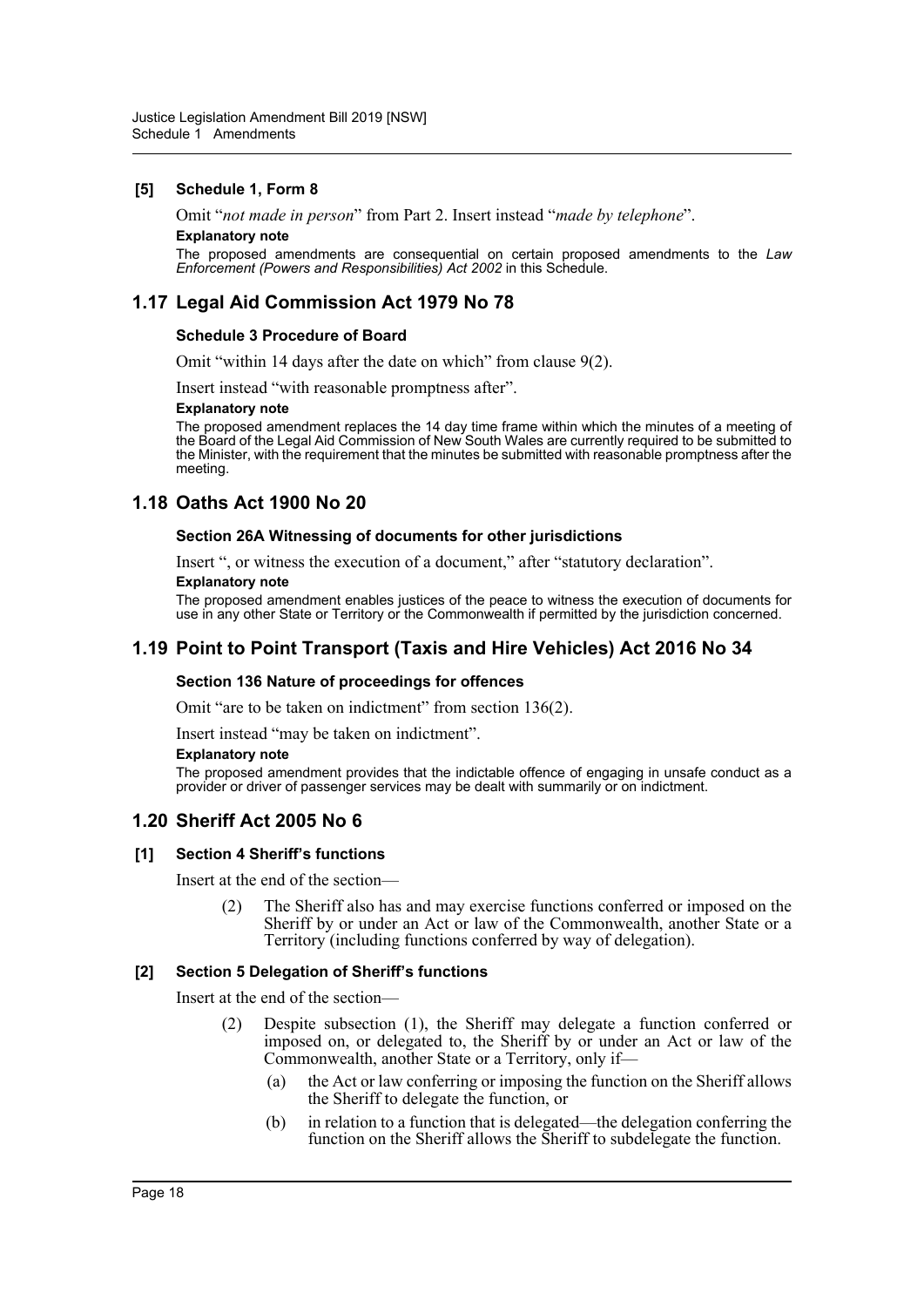**[5] Schedule 1, Form 8**

Omit "*not made in person*" from Part 2. Insert instead "*made by telephone*".

**Explanatory note**

The proposed amendments are consequential on certain proposed amendments to the *Law Enforcement (Powers and Responsibilities) Act 2002* in this Schedule.

## 1.17 Legal Aid Commission Act 1979 No 78

**Schedule 3 Procedure of Board**

Omit "within 14 days after the date on which" from clause 9(2).

Insert instead "with reasonable promptness after".

**Explanatory note**

The proposed amendment replaces the 14 day time frame within which the minutes of a meeting of the Board of the Legal Aid Commission of New South Wales are currently required to be submitted to the Minister, with the requirement that the minutes be submitted with reasonable promptness after the meeting.

## 1.18 Oaths Act 1900 No 20

**Section 26A Witnessing of documents for other jurisdictions**

Insert ", or witness the execution of a document," after "statutory declaration".

**Explanatory note**

The proposed amendment enables justices of the peace to witness the execution of documents for use in any other State or Territory or the Commonwealth if permitted by the jurisdiction concerned.

## 1.19 Point to Point Transport (Taxis and Hire Vehicles) Act 2016 No 34

**Section 136 Nature of proceedings for offences**

Omit "are to be taken on indictment" from section 136(2).

Insert instead "may be taken on indictment".

**Explanatory note**

The proposed amendment provides that the indictable offence of engaging in unsafe conduct as a provider or driver of passenger services may be dealt with summarily or on indictment.

## 1.20 Sheriff Act 2005 No 6

**[1] Section 4 Sheriff's functions**

Insert at the end of the section—

(2) The Sheriff also has and may exercise functions conferred or imposed on the Sheriff by or under an Act or law of the Commonwealth, another State or a Territory (including functions conferred by way of delegation).

**[2] Section 5 Delegation of Sheriff's functions**

Insert at the end of the section—

(2) Despite subsection (1), the Sheriff may delegate a function conferred or imposed on, or delegated to, the Sheriff by or under an Act or law of the Commonwealth, another State or a Territory, only if—

(a) the Act or law conferring or imposing the function on the Sheriff allows the Sheriff to delegate the function, or

(b) in relation to a function that is delegated—the delegation conferring the function on the Sheriff allows the Sheriff to subdelegate the function.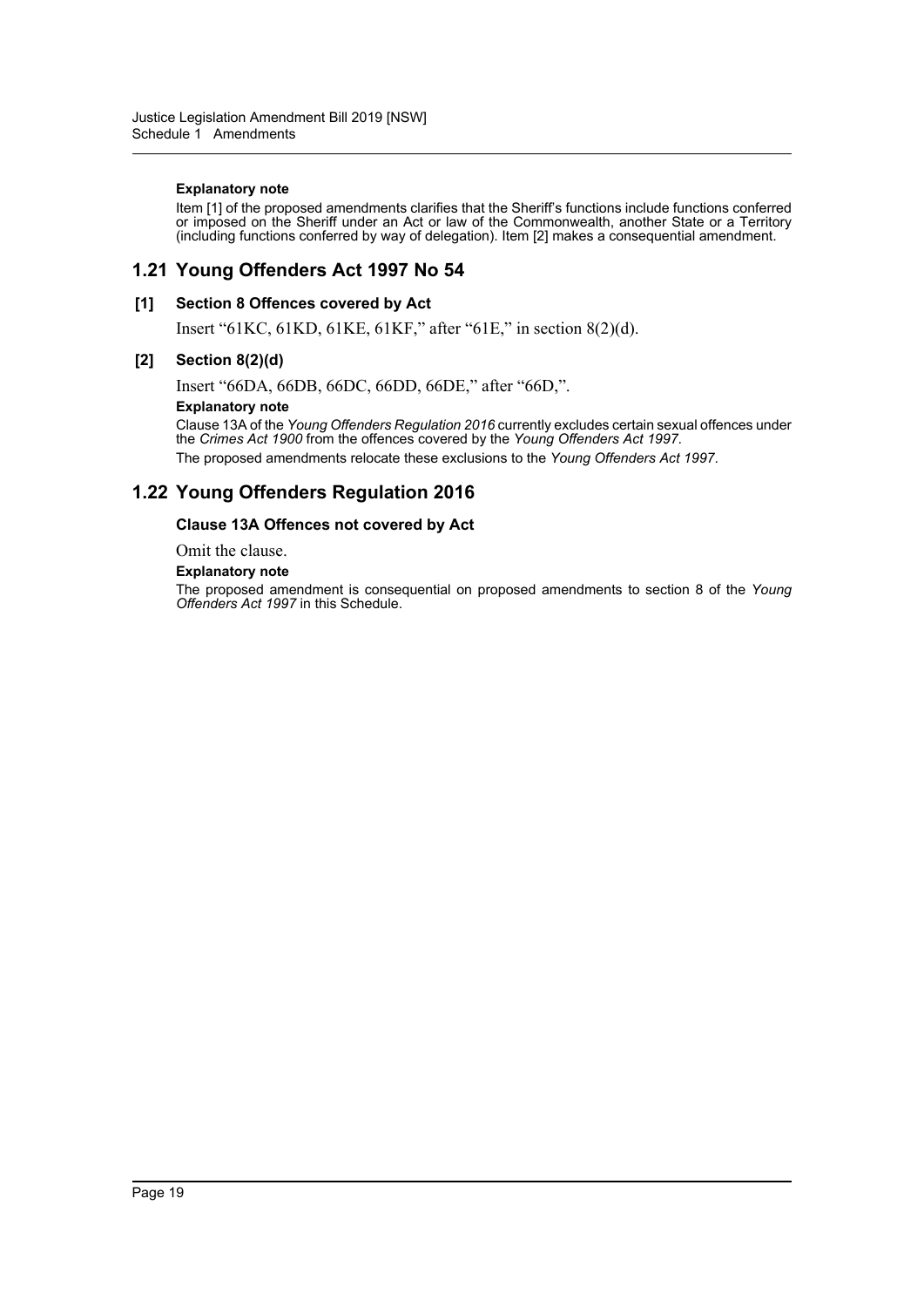#### Explanatory note

Item [1] of the proposed amendments clarifies that the Sheriff's functions include functions conferred or imposed on the Sheriff under an Act or law of the Commonwealth, another State or a Territory (including functions conferred by way of delegation). Item [2] makes a consequential amendment.

## 1.21 Young Offenders Act 1997 No 54

### [1] Section 8 Offences covered by Act

Insert "61KC, 61KD, 61KE, 61KF," after "61E," in section 8(2)(d).

### [2] Section 8(2)(d)

Insert "66DA, 66DB, 66DC, 66DD, 66DE," after "66D,".

#### Explanatory note

Clause 13A of the *Young Offenders Regulation 2016* currently excludes certain sexual offences under the *Crimes Act 1900* from the offences covered by the *Young Offenders Act 1997*.

The proposed amendments relocate these exclusions to the *Young Offenders Act 1997*.

## 1.22 Young Offenders Regulation 2016

### Clause 13A Offences not covered by Act

Omit the clause.

#### Explanatory note

The proposed amendment is consequential on proposed amendments to section 8 of the *Young Offenders Act 1997* in this Schedule.